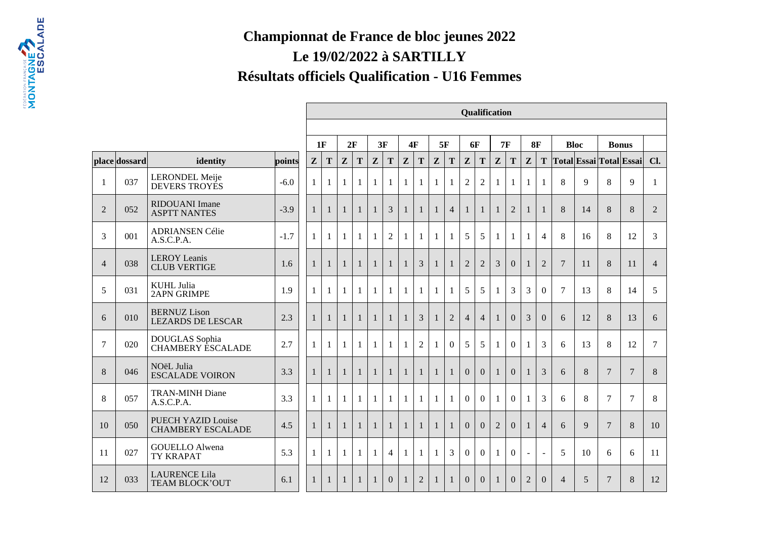# Championnat de France de bloc jeunes 2022

## Le 19/02/2022 à SARTILLY

## Résultats officiels Qualification - U16 Femmes

| | | | | Qualification | | | | | | | | | | | | | | | | | | | | |
|---|---|---|---|---|---|---|---|---|---|---|---|---|---|---|---|---|---|---|---|---|---|---|---|---|
| | | | | 1F | | 2F | | 3F | | 4F | | 5F | | 6F | | 7F | | 8F | | Bloc | | Bonus | | |
| place | dossard | identity | points | Z | T | Z | T | Z | T | Z | T | Z | T | Z | T | Z | T | Z | T | Total | Essai | Total | Essai | Cl. |
| 1 | 037 | LERONDEL Meije DEVERS TROYES | -6.0 | 1 | 1 | 1 | 1 | 1 | 1 | 1 | 1 | 1 | 1 | 2 | 2 | 1 | 1 | 1 | 1 | 8 | 9 | 8 | 9 | 1 |
| 2 | 052 | RIDOUANI Imane ASPTT NANTES | -3.9 | 1 | 1 | 1 | 1 | 1 | 3 | 1 | 1 | 1 | 4 | 1 | 1 | 1 | 2 | 1 | 1 | 8 | 14 | 8 | 8 | 2 |
| 3 | 001 | ADRIANSEN Célie A.S.C.P.A. | -1.7 | 1 | 1 | 1 | 1 | 1 | 2 | 1 | 1 | 1 | 1 | 5 | 5 | 1 | 1 | 1 | 4 | 8 | 16 | 8 | 12 | 3 |
| 4 | 038 | LEROY Leanis CLUB VERTIGE | 1.6 | 1 | 1 | 1 | 1 | 1 | 1 | 1 | 3 | 1 | 1 | 2 | 2 | 3 | 0 | 1 | 2 | 7 | 11 | 8 | 11 | 4 |
| 5 | 031 | KUHL Julia 2APN GRIMPE | 1.9 | 1 | 1 | 1 | 1 | 1 | 1 | 1 | 1 | 1 | 1 | 5 | 5 | 1 | 3 | 3 | 0 | 7 | 13 | 8 | 14 | 5 |
| 6 | 010 | BERNUZ Lison LEZARDS DE LESCAR | 2.3 | 1 | 1 | 1 | 1 | 1 | 1 | 1 | 3 | 1 | 2 | 4 | 4 | 1 | 0 | 3 | 0 | 6 | 12 | 8 | 13 | 6 |
| 7 | 020 | DOUGLAS Sophia CHAMBERY ESCALADE | 2.7 | 1 | 1 | 1 | 1 | 1 | 1 | 1 | 2 | 1 | 0 | 5 | 5 | 1 | 0 | 1 | 3 | 6 | 13 | 8 | 12 | 7 |
| 8 | 046 | NOëL Julia ESCALADE VOIRON | 3.3 | 1 | 1 | 1 | 1 | 1 | 1 | 1 | 1 | 1 | 1 | 0 | 0 | 1 | 0 | 1 | 3 | 6 | 8 | 7 | 7 | 8 |
| 8 | 057 | TRAN-MINH Diane A.S.C.P.A. | 3.3 | 1 | 1 | 1 | 1 | 1 | 1 | 1 | 1 | 1 | 1 | 0 | 0 | 1 | 0 | 1 | 3 | 6 | 8 | 7 | 7 | 8 |
| 10 | 050 | PUECH YAZID Louise CHAMBERY ESCALADE | 4.5 | 1 | 1 | 1 | 1 | 1 | 1 | 1 | 1 | 1 | 1 | 0 | 0 | 2 | 0 | 1 | 4 | 6 | 9 | 7 | 8 | 10 |
| 11 | 027 | GOUELLO Alwena TY KRAPAT | 5.3 | 1 | 1 | 1 | 1 | 1 | 4 | 1 | 1 | 1 | 3 | 0 | 0 | 1 | 0 | - | - | 5 | 10 | 6 | 6 | 11 |
| 12 | 033 | LAURENCE Lila TEAM BLOCK'OUT | 6.1 | 1 | 1 | 1 | 1 | 1 | 0 | 1 | 2 | 1 | 1 | 0 | 0 | 1 | 0 | 2 | 0 | 4 | 5 | 7 | 8 | 12 |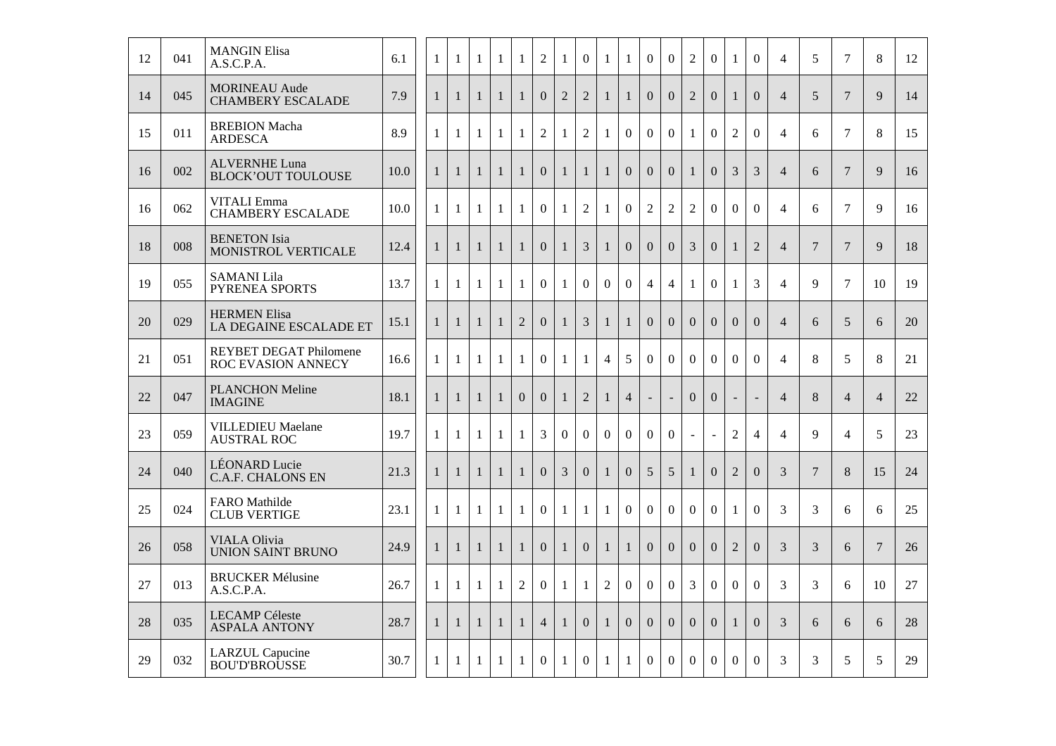| | | | | | | | | | | | | | | | | | | | | | | | | | |
|---|---|---|---|---|---|---|---|---|---|---|---|---|---|---|---|---|---|---|---|---|---|---|---|---|---|
| 12 | 041 | MANGIN Elisa A.S.C.P.A. | 6.1 | 1 | 1 | 1 | 1 | 1 | 2 | 1 | 0 | 1 | 1 | 0 | 0 | 2 | 0 | 1 | 0 | 4 | 5 | 7 | 8 | 12 |
| 14 | 045 | MORINEAU Aude CHAMBERY ESCALADE | 7.9 | 1 | 1 | 1 | 1 | 1 | 0 | 2 | 2 | 1 | 1 | 0 | 0 | 2 | 0 | 1 | 0 | 4 | 5 | 7 | 9 | 14 |
| 15 | 011 | BREBION Macha ARDESCA | 8.9 | 1 | 1 | 1 | 1 | 1 | 2 | 1 | 2 | 1 | 0 | 0 | 0 | 1 | 0 | 2 | 0 | 4 | 6 | 7 | 8 | 15 |
| 16 | 002 | ALVERNHE Luna BLOCK'OUT TOULOUSE | 10.0 | 1 | 1 | 1 | 1 | 1 | 0 | 1 | 1 | 1 | 0 | 0 | 0 | 1 | 0 | 3 | 3 | 4 | 6 | 7 | 9 | 16 |
| 16 | 062 | VITALI Emma CHAMBERY ESCALADE | 10.0 | 1 | 1 | 1 | 1 | 1 | 0 | 1 | 2 | 1 | 0 | 2 | 2 | 2 | 0 | 0 | 0 | 4 | 6 | 7 | 9 | 16 |
| 18 | 008 | BENETON Isia MONISTROL VERTICALE | 12.4 | 1 | 1 | 1 | 1 | 1 | 0 | 1 | 3 | 1 | 0 | 0 | 0 | 3 | 0 | 1 | 2 | 4 | 7 | 7 | 9 | 18 |
| 19 | 055 | SAMANI Lila PYRENEA SPORTS | 13.7 | 1 | 1 | 1 | 1 | 1 | 0 | 1 | 0 | 0 | 0 | 4 | 4 | 1 | 0 | 1 | 3 | 4 | 9 | 7 | 10 | 19 |
| 20 | 029 | HERMEN Elisa LA DEGAINE ESCALADE ET | 15.1 | 1 | 1 | 1 | 1 | 2 | 0 | 1 | 3 | 1 | 1 | 0 | 0 | 0 | 0 | 0 | 0 | 4 | 6 | 5 | 6 | 20 |
| 21 | 051 | REYBET DEGAT Philomene ROC EVASION ANNECY | 16.6 | 1 | 1 | 1 | 1 | 1 | 0 | 1 | 1 | 4 | 5 | 0 | 0 | 0 | 0 | 0 | 0 | 4 | 8 | 5 | 8 | 21 |
| 22 | 047 | PLANCHON Meline IMAGINE | 18.1 | 1 | 1 | 1 | 1 | 0 | 0 | 1 | 2 | 1 | 4 | - | - | 0 | 0 | - | - | 4 | 8 | 4 | 4 | 22 |
| 23 | 059 | VILLEDIEU Maelane AUSTRAL ROC | 19.7 | 1 | 1 | 1 | 1 | 1 | 3 | 0 | 0 | 0 | 0 | 0 | 0 | - | - | 2 | 4 | 4 | 9 | 4 | 5 | 23 |
| 24 | 040 | LÉONARD Lucie C.A.F. CHALONS EN | 21.3 | 1 | 1 | 1 | 1 | 1 | 0 | 3 | 0 | 1 | 0 | 5 | 5 | 1 | 0 | 2 | 0 | 3 | 7 | 8 | 15 | 24 |
| 25 | 024 | FARO Mathilde CLUB VERTIGE | 23.1 | 1 | 1 | 1 | 1 | 1 | 0 | 1 | 1 | 1 | 0 | 0 | 0 | 0 | 0 | 1 | 0 | 3 | 3 | 6 | 6 | 25 |
| 26 | 058 | VIALA Olivia UNION SAINT BRUNO | 24.9 | 1 | 1 | 1 | 1 | 1 | 0 | 1 | 0 | 1 | 1 | 0 | 0 | 0 | 0 | 2 | 0 | 3 | 3 | 6 | 7 | 26 |
| 27 | 013 | BRUCKER Mélusine A.S.C.P.A. | 26.7 | 1 | 1 | 1 | 1 | 2 | 0 | 1 | 1 | 2 | 0 | 0 | 0 | 3 | 0 | 0 | 0 | 3 | 3 | 6 | 10 | 27 |
| 28 | 035 | LECAMP Céleste ASPALA ANTONY | 28.7 | 1 | 1 | 1 | 1 | 1 | 4 | 1 | 0 | 1 | 0 | 0 | 0 | 0 | 0 | 1 | 0 | 3 | 6 | 6 | 6 | 28 |
| 29 | 032 | LARZUL Capucine BOU'D'BROUSSE | 30.7 | 1 | 1 | 1 | 1 | 1 | 0 | 1 | 0 | 1 | 1 | 0 | 0 | 0 | 0 | 0 | 0 | 3 | 3 | 5 | 5 | 29 |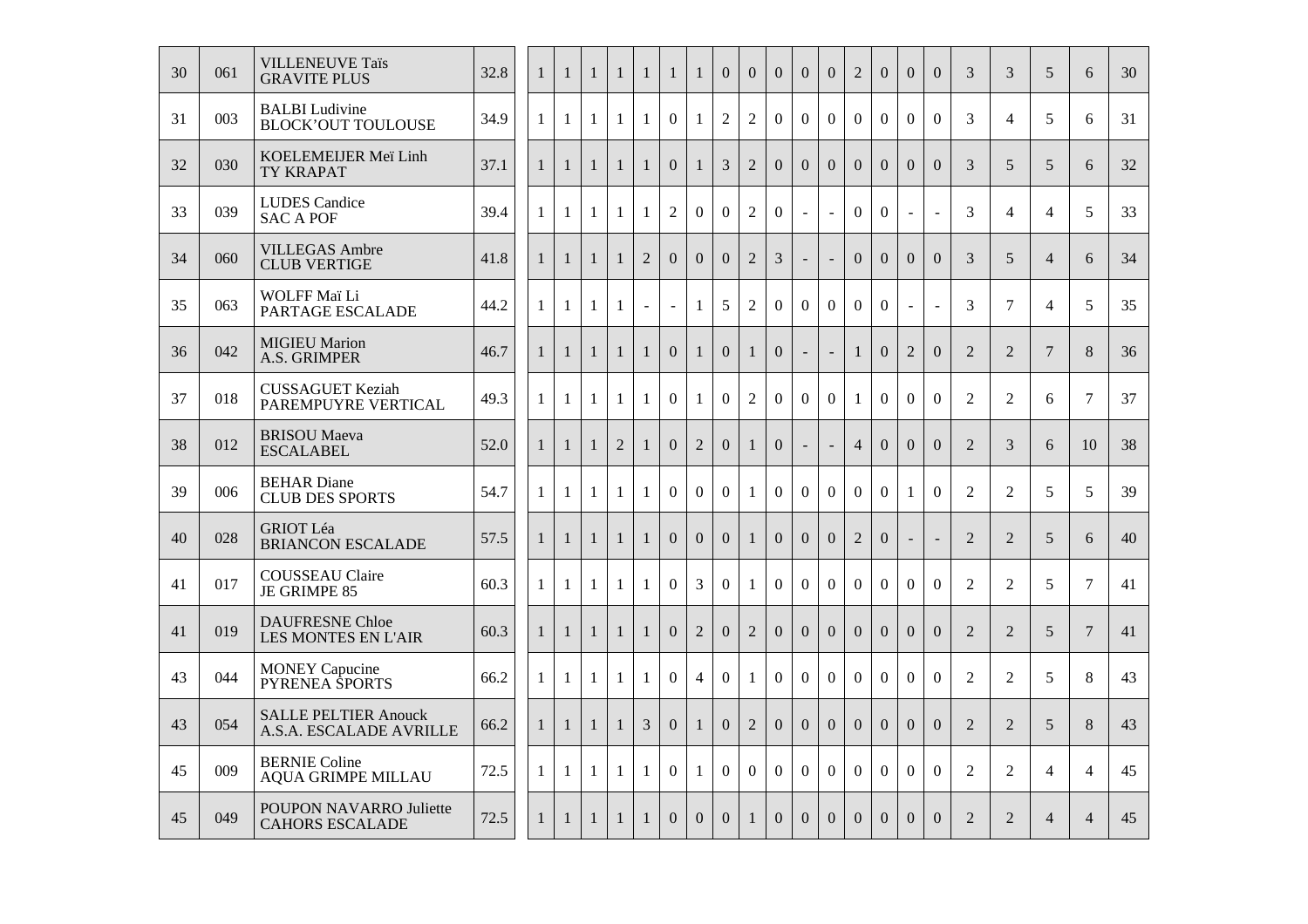| 30 | 061 | VILLENEUVE Taïs<br>GRAVITE PLUS | 32.8 | 1 | 1 | 1 | 1 | 1 | 1 | 1 | 0 | 0 | 0 | 0 | 0 | 2 | 0 | 0 | 0 | 3 | 3 | 5 | 6 | 30 |
|---|---|---|---|---|---|---|---|---|---|---|---|---|---|---|---|---|---|---|---|---|---|---|---|---|
| 31 | 003 | BALBI Ludivine<br>BLOCK'OUT TOULOUSE | 34.9 | 1 | 1 | 1 | 1 | 1 | 0 | 1 | 2 | 2 | 0 | 0 | 0 | 0 | 0 | 0 | 0 | 3 | 4 | 5 | 6 | 31 |
| 32 | 030 | KOELEMEIJER Meï Linh<br>TY KRAPAT | 37.1 | 1 | 1 | 1 | 1 | 1 | 0 | 1 | 3 | 2 | 0 | 0 | 0 | 0 | 0 | 0 | 0 | 3 | 5 | 5 | 6 | 32 |
| 33 | 039 | LUDES Candice<br>SAC A POF | 39.4 | 1 | 1 | 1 | 1 | 1 | 2 | 0 | 0 | 2 | 0 | - | - | 0 | 0 | - | - | 3 | 4 | 4 | 5 | 33 |
| 34 | 060 | VILLEGAS Ambre<br>CLUB VERTIGE | 41.8 | 1 | 1 | 1 | 1 | 2 | 0 | 0 | 0 | 2 | 3 | - | - | 0 | 0 | 0 | 0 | 3 | 5 | 4 | 6 | 34 |
| 35 | 063 | WOLFF Maï Li<br>PARTAGE ESCALADE | 44.2 | 1 | 1 | 1 | 1 | - | - | 1 | 5 | 2 | 0 | 0 | 0 | 0 | 0 | - | - | 3 | 7 | 4 | 5 | 35 |
| 36 | 042 | MIGIEU Marion<br>A.S. GRIMPER | 46.7 | 1 | 1 | 1 | 1 | 1 | 0 | 1 | 0 | 1 | 0 | - | - | 1 | 0 | 2 | 0 | 2 | 2 | 7 | 8 | 36 |
| 37 | 018 | CUSSAGUET Keziah<br>PAREMPUYRE VERTICAL | 49.3 | 1 | 1 | 1 | 1 | 1 | 0 | 1 | 0 | 2 | 0 | 0 | 0 | 1 | 0 | 0 | 0 | 2 | 2 | 6 | 7 | 37 |
| 38 | 012 | BRISOU Maeva<br>ESCALABEL | 52.0 | 1 | 1 | 1 | 2 | 1 | 0 | 2 | 0 | 1 | 0 | - | - | 4 | 0 | 0 | 0 | 2 | 3 | 6 | 10 | 38 |
| 39 | 006 | BEHAR Diane<br>CLUB DES SPORTS | 54.7 | 1 | 1 | 1 | 1 | 1 | 0 | 0 | 0 | 1 | 0 | 0 | 0 | 0 | 0 | 1 | 0 | 2 | 2 | 5 | 5 | 39 |
| 40 | 028 | GRIOT Léa<br>BRIANCON ESCALADE | 57.5 | 1 | 1 | 1 | 1 | 1 | 0 | 0 | 0 | 1 | 0 | 0 | 0 | 2 | 0 | - | - | 2 | 2 | 5 | 6 | 40 |
| 41 | 017 | COUSSEAU Claire<br>JE GRIMPE 85 | 60.3 | 1 | 1 | 1 | 1 | 1 | 0 | 3 | 0 | 1 | 0 | 0 | 0 | 0 | 0 | 0 | 0 | 2 | 2 | 5 | 7 | 41 |
| 41 | 019 | DAUFRESNE Chloe<br>LES MONTES EN L'AIR | 60.3 | 1 | 1 | 1 | 1 | 1 | 0 | 2 | 0 | 2 | 0 | 0 | 0 | 0 | 0 | 0 | 0 | 2 | 2 | 5 | 7 | 41 |
| 43 | 044 | MONEY Capucine<br>PYRENEA SPORTS | 66.2 | 1 | 1 | 1 | 1 | 1 | 0 | 4 | 0 | 1 | 0 | 0 | 0 | 0 | 0 | 0 | 0 | 2 | 2 | 5 | 8 | 43 |
| 43 | 054 | SALLE PELTIER Anouck<br>A.S.A. ESCALADE AVRILLE | 66.2 | 1 | 1 | 1 | 1 | 3 | 0 | 1 | 0 | 2 | 0 | 0 | 0 | 0 | 0 | 0 | 0 | 2 | 2 | 5 | 8 | 43 |
| 45 | 009 | BERNIE Coline<br>AQUA GRIMPE MILLAU | 72.5 | 1 | 1 | 1 | 1 | 1 | 0 | 1 | 0 | 0 | 0 | 0 | 0 | 0 | 0 | 0 | 0 | 2 | 2 | 4 | 4 | 45 |
| 45 | 049 | POUPON NAVARRO Juliette<br>CAHORS ESCALADE | 72.5 | 1 | 1 | 1 | 1 | 1 | 0 | 0 | 0 | 1 | 0 | 0 | 0 | 0 | 0 | 0 | 0 | 2 | 2 | 4 | 4 | 45 |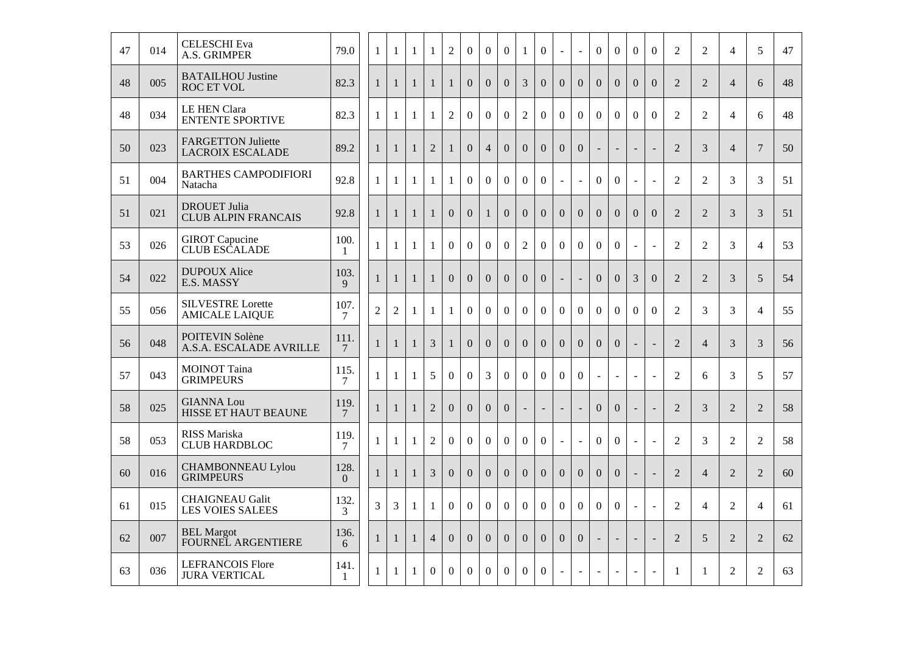| | | | | | | | | | | | | | | | | | | | | | | | | | | |
|---|---|---|---|---|---|---|---|---|---|---|---|---|---|---|---|---|---|---|---|---|---|---|---|---|---|---|
| 47 | 014 | CELESCHI Eva<br>A.S. GRIMPER | 79.0 | 1 | 1 | 1 | 1 | 2 | 0 | 0 | 0 | 1 | 0 | - | - | 0 | 0 | 0 | 0 | 2 | 2 | 4 | 5 | 47 |
| 48 | 005 | BATAILHOU Justine<br>ROC ET VOL | 82.3 | 1 | 1 | 1 | 1 | 1 | 0 | 0 | 0 | 3 | 0 | 0 | 0 | 0 | 0 | 0 | 0 | 2 | 2 | 4 | 6 | 48 |
| 48 | 034 | LE HEN Clara<br>ENTENTE SPORTIVE | 82.3 | 1 | 1 | 1 | 1 | 2 | 0 | 0 | 0 | 2 | 0 | 0 | 0 | 0 | 0 | 0 | 0 | 2 | 2 | 4 | 6 | 48 |
| 50 | 023 | FARGETTON Juliette<br>LACROIX ESCALADE | 89.2 | 1 | 1 | 1 | 2 | 1 | 0 | 4 | 0 | 0 | 0 | 0 | 0 | - | - | - | - | 2 | 3 | 4 | 7 | 50 |
| 51 | 004 | BARTHES CAMPODIFIORI<br>Natacha | 92.8 | 1 | 1 | 1 | 1 | 1 | 0 | 0 | 0 | 0 | 0 | - | - | 0 | 0 | - | - | 2 | 2 | 3 | 3 | 51 |
| 51 | 021 | DROUET Julia<br>CLUB ALPIN FRANCAIS | 92.8 | 1 | 1 | 1 | 1 | 0 | 0 | 1 | 0 | 0 | 0 | 0 | 0 | 0 | 0 | 0 | 0 | 2 | 2 | 3 | 3 | 51 |
| 53 | 026 | GIROT Capucine<br>CLUB ESCALADE | 100.1 | 1 | 1 | 1 | 1 | 0 | 0 | 0 | 0 | 2 | 0 | 0 | 0 | 0 | 0 | - | - | 2 | 2 | 3 | 4 | 53 |
| 54 | 022 | DUPOUX Alice<br>E.S. MASSY | 103.9 | 1 | 1 | 1 | 1 | 0 | 0 | 0 | 0 | 0 | 0 | - | - | 0 | 0 | 3 | 0 | 2 | 2 | 3 | 5 | 54 |
| 55 | 056 | SILVESTRE Lorette<br>AMICALE LAIQUE | 107.7 | 2 | 2 | 1 | 1 | 1 | 0 | 0 | 0 | 0 | 0 | 0 | 0 | 0 | 0 | 0 | 0 | 2 | 3 | 3 | 4 | 55 |
| 56 | 048 | POITEVIN Solène<br>A.S.A. ESCALADE AVRILLE | 111.7 | 1 | 1 | 1 | 3 | 1 | 0 | 0 | 0 | 0 | 0 | 0 | 0 | 0 | 0 | - | - | 2 | 4 | 3 | 3 | 56 |
| 57 | 043 | MOINOT Taina<br>GRIMPEURS | 115.7 | 1 | 1 | 1 | 5 | 0 | 0 | 3 | 0 | 0 | 0 | 0 | 0 | - | - | - | - | 2 | 6 | 3 | 5 | 57 |
| 58 | 025 | GIANNA Lou<br>HISSE ET HAUT BEAUNE | 119.7 | 1 | 1 | 1 | 2 | 0 | 0 | 0 | 0 | - | - | - | - | 0 | 0 | - | - | 2 | 3 | 2 | 2 | 58 |
| 58 | 053 | RISS Mariska<br>CLUB HARDBLOC | 119.7 | 1 | 1 | 1 | 2 | 0 | 0 | 0 | 0 | 0 | 0 | - | - | 0 | 0 | - | - | 2 | 3 | 2 | 2 | 58 |
| 60 | 016 | CHAMBONNEAU Lylou<br>GRIMPEURS | 128.0 | 1 | 1 | 1 | 3 | 0 | 0 | 0 | 0 | 0 | 0 | 0 | 0 | 0 | 0 | - | - | 2 | 4 | 2 | 2 | 60 |
| 61 | 015 | CHAIGNEAU Galit<br>LES VOIES SALEES | 132.3 | 3 | 3 | 1 | 1 | 0 | 0 | 0 | 0 | 0 | 0 | 0 | 0 | 0 | 0 | - | - | 2 | 4 | 2 | 4 | 61 |
| 62 | 007 | BEL Margot<br>FOURNEL ARGENTIERE | 136.6 | 1 | 1 | 1 | 4 | 0 | 0 | 0 | 0 | 0 | 0 | 0 | 0 | - | - | - | - | 2 | 5 | 2 | 2 | 62 |
| 63 | 036 | LEFRANCOIS Flore<br>JURA VERTICAL | 141.1 | 1 | 1 | 1 | 0 | 0 | 0 | 0 | 0 | 0 | 0 | - | - | - | - | - | - | 1 | 1 | 2 | 2 | 63 |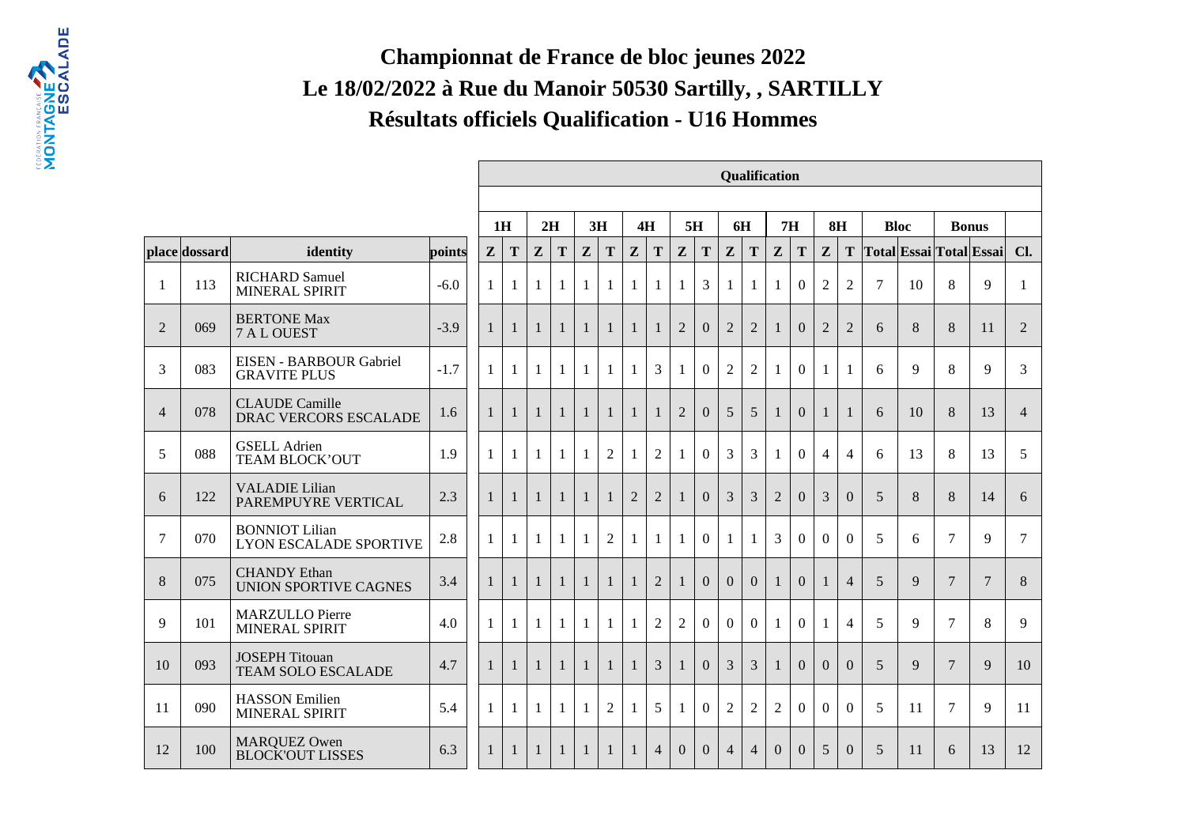# Championnat de France de bloc jeunes 2022
## Le 18/02/2022 à Rue du Manoir 50530 Sartilly, , SARTILLY
## Résultats officiels Qualification - U16 Hommes

| | | | | Qualification | | | | | | | | | | | | | | | | | | | | |
|---|---|---|---|---|---|---|---|---|---|---|---|---|---|---|---|---|---|---|---|---|---|---|---|---|
| | | | | 1H | | 2H | | 3H | | 4H | | 5H | | 6H | | 7H | | 8H | | Bloc | | Bonus | | |
| place | dossard | identity | points | Z | T | Z | T | Z | T | Z | T | Z | T | Z | T | Z | T | Z | T | Total | Essai | Total | Essai | Cl. |
| 1 | 113 | RICHARD Samuel MINERAL SPIRIT | -6.0 | 1 | 1 | 1 | 1 | 1 | 1 | 1 | 1 | 1 | 3 | 1 | 1 | 1 | 0 | 2 | 2 | 7 | 10 | 8 | 9 | 1 |
| 2 | 069 | BERTONE Max 7 A L OUEST | -3.9 | 1 | 1 | 1 | 1 | 1 | 1 | 1 | 1 | 2 | 0 | 2 | 2 | 1 | 0 | 2 | 2 | 6 | 8 | 8 | 11 | 2 |
| 3 | 083 | EISEN - BARBOUR Gabriel GRAVITE PLUS | -1.7 | 1 | 1 | 1 | 1 | 1 | 1 | 1 | 3 | 1 | 0 | 2 | 2 | 1 | 0 | 1 | 1 | 6 | 9 | 8 | 9 | 3 |
| 4 | 078 | CLAUDE Camille DRAC VERCORS ESCALADE | 1.6 | 1 | 1 | 1 | 1 | 1 | 1 | 1 | 1 | 2 | 0 | 5 | 5 | 1 | 0 | 1 | 1 | 6 | 10 | 8 | 13 | 4 |
| 5 | 088 | GSELL Adrien TEAM BLOCK'OUT | 1.9 | 1 | 1 | 1 | 1 | 1 | 2 | 1 | 2 | 1 | 0 | 3 | 3 | 1 | 0 | 4 | 4 | 6 | 13 | 8 | 13 | 5 |
| 6 | 122 | VALADIE Lilian PAREMPUYRE VERTICAL | 2.3 | 1 | 1 | 1 | 1 | 1 | 1 | 2 | 2 | 1 | 0 | 3 | 3 | 2 | 0 | 3 | 0 | 5 | 8 | 8 | 14 | 6 |
| 7 | 070 | BONNIOT Lilian LYON ESCALADE SPORTIVE | 2.8 | 1 | 1 | 1 | 1 | 1 | 2 | 1 | 1 | 1 | 0 | 1 | 1 | 3 | 0 | 0 | 0 | 5 | 6 | 7 | 9 | 7 |
| 8 | 075 | CHANDY Ethan UNION SPORTIVE CAGNES | 3.4 | 1 | 1 | 1 | 1 | 1 | 1 | 1 | 2 | 1 | 0 | 0 | 0 | 1 | 0 | 1 | 4 | 5 | 9 | 7 | 7 | 8 |
| 9 | 101 | MARZULLO Pierre MINERAL SPIRIT | 4.0 | 1 | 1 | 1 | 1 | 1 | 1 | 1 | 2 | 2 | 0 | 0 | 0 | 1 | 0 | 1 | 4 | 5 | 9 | 7 | 8 | 9 |
| 10 | 093 | JOSEPH Titouan TEAM SOLO ESCALADE | 4.7 | 1 | 1 | 1 | 1 | 1 | 1 | 1 | 3 | 1 | 0 | 3 | 3 | 1 | 0 | 0 | 0 | 5 | 9 | 7 | 9 | 10 |
| 11 | 090 | HASSON Emilien MINERAL SPIRIT | 5.4 | 1 | 1 | 1 | 1 | 1 | 2 | 1 | 5 | 1 | 0 | 2 | 2 | 2 | 0 | 0 | 0 | 5 | 11 | 7 | 9 | 11 |
| 12 | 100 | MARQUEZ Owen BLOCK'OUT LISSES | 6.3 | 1 | 1 | 1 | 1 | 1 | 1 | 1 | 4 | 0 | 0 | 4 | 4 | 0 | 0 | 5 | 0 | 5 | 11 | 6 | 13 | 12 |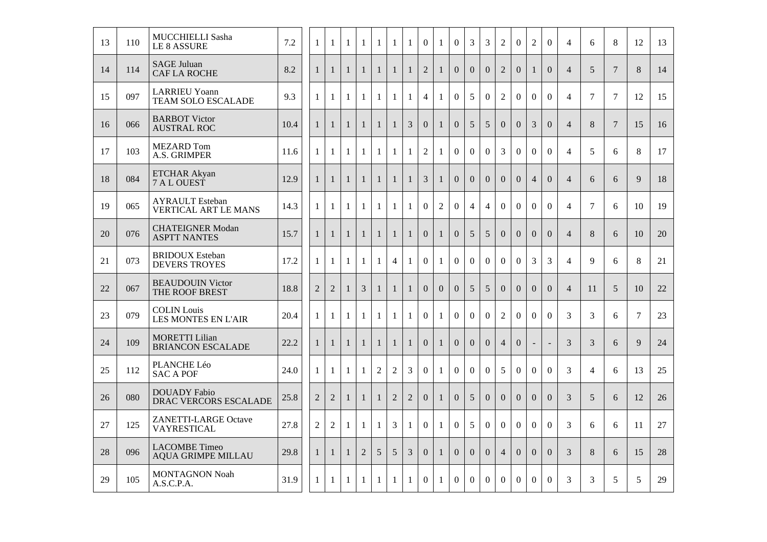| | | | | | | | | | | | | | | | | | | | | | | | | | |
|---|---|---|---|---|---|---|---|---|---|---|---|---|---|---|---|---|---|---|---|---|---|---|---|---|---|
| 13 | 110 | MUCCHIELLI Sasha<br>LE 8 ASSURE | 7.2 | 1 | 1 | 1 | 1 | 1 | 1 | 1 | 0 | 1 | 0 | 3 | 3 | 2 | 0 | 2 | 0 | 4 | 6 | 8 | 12 | 13 |
| 14 | 114 | SAGE Juluan<br>CAF LA ROCHE | 8.2 | 1 | 1 | 1 | 1 | 1 | 1 | 1 | 2 | 1 | 0 | 0 | 0 | 2 | 0 | 1 | 0 | 4 | 5 | 7 | 8 | 14 |
| 15 | 097 | LARRIEU Yoann<br>TEAM SOLO ESCALADE | 9.3 | 1 | 1 | 1 | 1 | 1 | 1 | 1 | 4 | 1 | 0 | 5 | 0 | 2 | 0 | 0 | 0 | 4 | 7 | 7 | 12 | 15 |
| 16 | 066 | BARBOT Victor<br>AUSTRAL ROC | 10.4 | 1 | 1 | 1 | 1 | 1 | 1 | 3 | 0 | 1 | 0 | 5 | 5 | 0 | 0 | 3 | 0 | 4 | 8 | 7 | 15 | 16 |
| 17 | 103 | MEZARD Tom<br>A.S. GRIMPER | 11.6 | 1 | 1 | 1 | 1 | 1 | 1 | 1 | 2 | 1 | 0 | 0 | 0 | 3 | 0 | 0 | 0 | 4 | 5 | 6 | 8 | 17 |
| 18 | 084 | ETCHAR Akyan<br>7 A L OUEST | 12.9 | 1 | 1 | 1 | 1 | 1 | 1 | 1 | 3 | 1 | 0 | 0 | 0 | 0 | 0 | 4 | 0 | 4 | 6 | 6 | 9 | 18 |
| 19 | 065 | AYRAULT Esteban<br>VERTICAL ART LE MANS | 14.3 | 1 | 1 | 1 | 1 | 1 | 1 | 1 | 0 | 2 | 0 | 4 | 4 | 0 | 0 | 0 | 0 | 4 | 7 | 6 | 10 | 19 |
| 20 | 076 | CHATEIGNER Modan<br>ASPTT NANTES | 15.7 | 1 | 1 | 1 | 1 | 1 | 1 | 1 | 0 | 1 | 0 | 5 | 5 | 0 | 0 | 0 | 0 | 4 | 8 | 6 | 10 | 20 |
| 21 | 073 | BRIDOUX Esteban<br>DEVERS TROYES | 17.2 | 1 | 1 | 1 | 1 | 1 | 4 | 1 | 0 | 1 | 0 | 0 | 0 | 0 | 0 | 3 | 3 | 4 | 9 | 6 | 8 | 21 |
| 22 | 067 | BEAUDOUIN Victor<br>THE ROOF BREST | 18.8 | 2 | 2 | 1 | 3 | 1 | 1 | 1 | 0 | 0 | 0 | 5 | 5 | 0 | 0 | 0 | 0 | 4 | 11 | 5 | 10 | 22 |
| 23 | 079 | COLIN Louis<br>LES MONTES EN L'AIR | 20.4 | 1 | 1 | 1 | 1 | 1 | 1 | 1 | 0 | 1 | 0 | 0 | 0 | 2 | 0 | 0 | 0 | 3 | 3 | 6 | 7 | 23 |
| 24 | 109 | MORETTI Lilian<br>BRIANCON ESCALADE | 22.2 | 1 | 1 | 1 | 1 | 1 | 1 | 1 | 0 | 1 | 0 | 0 | 0 | 4 | 0 | - | - | 3 | 3 | 6 | 9 | 24 |
| 25 | 112 | PLANCHE Léo<br>SAC A POF | 24.0 | 1 | 1 | 1 | 1 | 2 | 2 | 3 | 0 | 1 | 0 | 0 | 0 | 5 | 0 | 0 | 0 | 3 | 4 | 6 | 13 | 25 |
| 26 | 080 | DOUADY Fabio<br>DRAC VERCORS ESCALADE | 25.8 | 2 | 2 | 1 | 1 | 1 | 2 | 2 | 0 | 1 | 0 | 5 | 0 | 0 | 0 | 0 | 0 | 3 | 5 | 6 | 12 | 26 |
| 27 | 125 | ZANETTI-LARGE Octave<br>VAYRESTICAL | 27.8 | 2 | 2 | 1 | 1 | 1 | 3 | 1 | 0 | 1 | 0 | 5 | 0 | 0 | 0 | 0 | 0 | 3 | 6 | 6 | 11 | 27 |
| 28 | 096 | LACOMBE Timeo<br>AQUA GRIMPE MILLAU | 29.8 | 1 | 1 | 1 | 2 | 5 | 5 | 3 | 0 | 1 | 0 | 0 | 0 | 4 | 0 | 0 | 0 | 3 | 8 | 6 | 15 | 28 |
| 29 | 105 | MONTAGNON Noah<br>A.S.C.P.A. | 31.9 | 1 | 1 | 1 | 1 | 1 | 1 | 1 | 0 | 1 | 0 | 0 | 0 | 0 | 0 | 0 | 0 | 3 | 3 | 5 | 5 | 29 |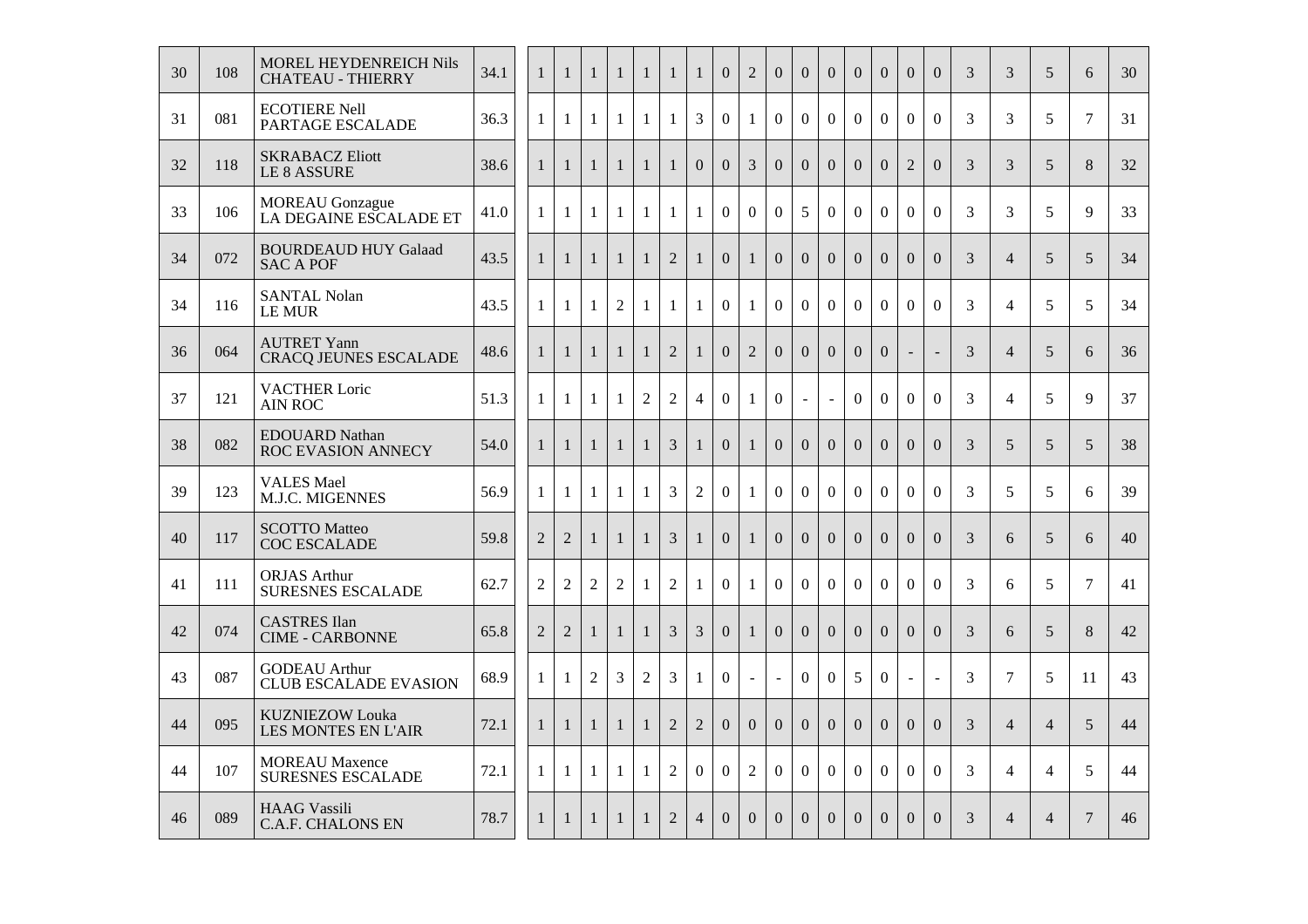| | | | | | | | | | | | | | | | | | | | | | | | | |
|---|---|---|---|---|---|---|---|---|---|---|---|---|---|---|---|---|---|---|---|---|---|---|---|---|
| 30 | 108 | MOREL HEYDENREICH Nils<br>CHATEAU - THIERRY | 34.1 | 1 | 1 | 1 | 1 | 1 | 1 | 1 | 0 | 2 | 0 | 0 | 0 | 0 | 0 | 0 | 0 | 3 | 3 | 5 | 6 | 30 |
| 31 | 081 | ECOTIERE Nell<br>PARTAGE ESCALADE | 36.3 | 1 | 1 | 1 | 1 | 1 | 1 | 3 | 0 | 1 | 0 | 0 | 0 | 0 | 0 | 0 | 0 | 3 | 3 | 5 | 7 | 31 |
| 32 | 118 | SKRABACZ Eliott<br>LE 8 ASSURE | 38.6 | 1 | 1 | 1 | 1 | 1 | 1 | 0 | 0 | 3 | 0 | 0 | 0 | 0 | 0 | 2 | 0 | 3 | 3 | 5 | 8 | 32 |
| 33 | 106 | MOREAU Gonzague<br>LA DEGAINE ESCALADE ET | 41.0 | 1 | 1 | 1 | 1 | 1 | 1 | 1 | 0 | 0 | 0 | 5 | 0 | 0 | 0 | 0 | 0 | 3 | 3 | 5 | 9 | 33 |
| 34 | 072 | BOURDEAUD HUY Galaad<br>SAC A POF | 43.5 | 1 | 1 | 1 | 1 | 1 | 2 | 1 | 0 | 1 | 0 | 0 | 0 | 0 | 0 | 0 | 0 | 3 | 4 | 5 | 5 | 34 |
| 34 | 116 | SANTAL Nolan<br>LE MUR | 43.5 | 1 | 1 | 1 | 2 | 1 | 1 | 1 | 0 | 1 | 0 | 0 | 0 | 0 | 0 | 0 | 0 | 3 | 4 | 5 | 5 | 34 |
| 36 | 064 | AUTRET Yann<br>CRACQ JEUNES ESCALADE | 48.6 | 1 | 1 | 1 | 1 | 1 | 2 | 1 | 0 | 2 | 0 | 0 | 0 | 0 | 0 | - | - | 3 | 4 | 5 | 6 | 36 |
| 37 | 121 | VACTHER Loric<br>AIN ROC | 51.3 | 1 | 1 | 1 | 1 | 2 | 2 | 4 | 0 | 1 | 0 | - | - | 0 | 0 | 0 | 0 | 3 | 4 | 5 | 9 | 37 |
| 38 | 082 | EDOUARD Nathan<br>ROC EVASION ANNECY | 54.0 | 1 | 1 | 1 | 1 | 1 | 3 | 1 | 0 | 1 | 0 | 0 | 0 | 0 | 0 | 0 | 0 | 3 | 5 | 5 | 5 | 38 |
| 39 | 123 | VALES Mael<br>M.J.C. MIGENNES | 56.9 | 1 | 1 | 1 | 1 | 1 | 3 | 2 | 0 | 1 | 0 | 0 | 0 | 0 | 0 | 0 | 0 | 3 | 5 | 5 | 6 | 39 |
| 40 | 117 | SCOTTO Matteo<br>COC ESCALADE | 59.8 | 2 | 2 | 1 | 1 | 1 | 3 | 1 | 0 | 1 | 0 | 0 | 0 | 0 | 0 | 0 | 0 | 3 | 6 | 5 | 6 | 40 |
| 41 | 111 | ORJAS Arthur<br>SURESNES ESCALADE | 62.7 | 2 | 2 | 2 | 2 | 1 | 2 | 1 | 0 | 1 | 0 | 0 | 0 | 0 | 0 | 0 | 0 | 3 | 6 | 5 | 7 | 41 |
| 42 | 074 | CASTRES Ilan<br>CIME - CARBONNE | 65.8 | 2 | 2 | 1 | 1 | 1 | 3 | 3 | 0 | 1 | 0 | 0 | 0 | 0 | 0 | 0 | 0 | 3 | 6 | 5 | 8 | 42 |
| 43 | 087 | GODEAU Arthur<br>CLUB ESCALADE EVASION | 68.9 | 1 | 1 | 2 | 3 | 2 | 3 | 1 | 0 | - | - | 0 | 0 | 5 | 0 | - | - | 3 | 7 | 5 | 11 | 43 |
| 44 | 095 | KUZNIEZOW Louka<br>LES MONTES EN L'AIR | 72.1 | 1 | 1 | 1 | 1 | 1 | 2 | 2 | 0 | 0 | 0 | 0 | 0 | 0 | 0 | 0 | 0 | 3 | 4 | 4 | 5 | 44 |
| 44 | 107 | MOREAU Maxence<br>SURESNES ESCALADE | 72.1 | 1 | 1 | 1 | 1 | 1 | 2 | 0 | 0 | 2 | 0 | 0 | 0 | 0 | 0 | 0 | 0 | 3 | 4 | 4 | 5 | 44 |
| 46 | 089 | HAAG Vassili<br>C.A.F. CHALONS EN | 78.7 | 1 | 1 | 1 | 1 | 1 | 2 | 4 | 0 | 0 | 0 | 0 | 0 | 0 | 0 | 0 | 0 | 3 | 4 | 4 | 7 | 46 |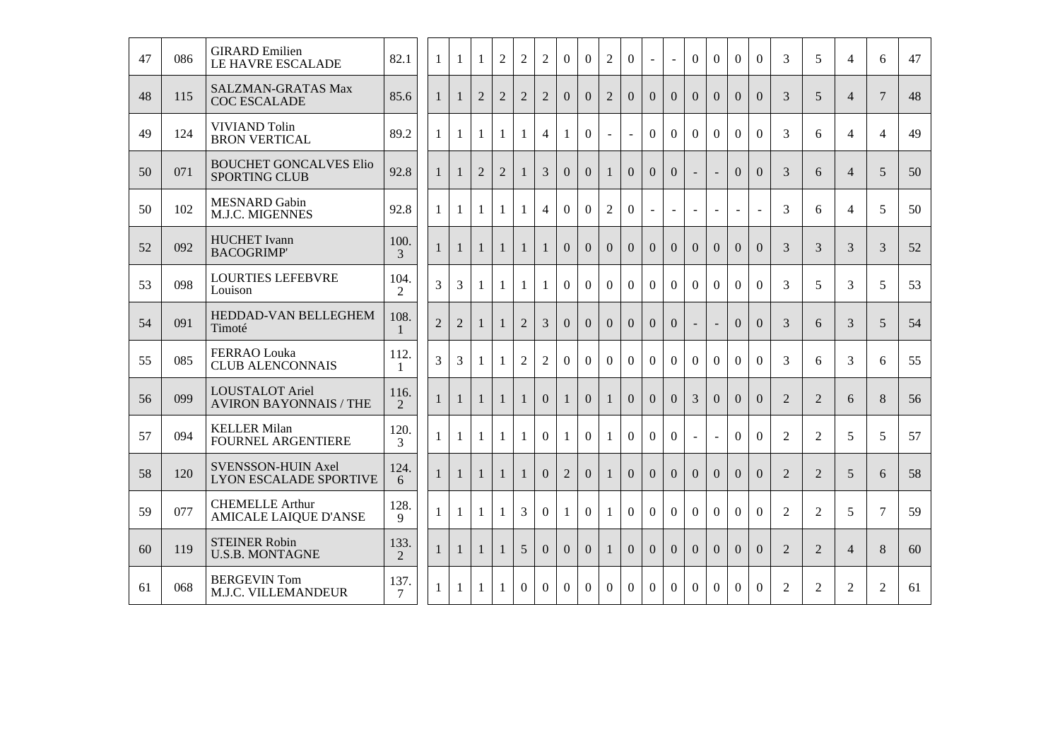| | | | | | | | | | | | | | | | | | | | | | | | | | | |
|---|---|---|---|---|---|---|---|---|---|---|---|---|---|---|---|---|---|---|---|---|---|---|---|---|---|---|
| 47 | 086 | GIRARD Emilien<br>LE HAVRE ESCALADE | 82.1 | 1 | 1 | 1 | 2 | 2 | 2 | 0 | 0 | 2 | 0 | - | - | 0 | 0 | 0 | 0 | 3 | 5 | 4 | 6 | 47 |
| 48 | 115 | SALZMAN-GRATAS Max<br>COC ESCALADE | 85.6 | 1 | 1 | 2 | 2 | 2 | 2 | 0 | 0 | 2 | 0 | 0 | 0 | 0 | 0 | 0 | 0 | 3 | 5 | 4 | 7 | 48 |
| 49 | 124 | VIVIAND Tolin<br>BRON VERTICAL | 89.2 | 1 | 1 | 1 | 1 | 1 | 4 | 1 | 0 | - | - | 0 | 0 | 0 | 0 | 0 | 0 | 3 | 6 | 4 | 4 | 49 |
| 50 | 071 | BOUCHET GONCALVES Elio<br>SPORTING CLUB | 92.8 | 1 | 1 | 2 | 2 | 1 | 3 | 0 | 0 | 1 | 0 | 0 | 0 | - | - | 0 | 0 | 3 | 6 | 4 | 5 | 50 |
| 50 | 102 | MESNARD Gabin<br>M.J.C. MIGENNES | 92.8 | 1 | 1 | 1 | 1 | 1 | 4 | 0 | 0 | 2 | 0 | - | - | - | - | - | - | 3 | 6 | 4 | 5 | 50 |
| 52 | 092 | HUCHET Ivann<br>BACOGRIMP' | 100.3 | 1 | 1 | 1 | 1 | 1 | 1 | 0 | 0 | 0 | 0 | 0 | 0 | 0 | 0 | 0 | 0 | 3 | 3 | 3 | 3 | 52 |
| 53 | 098 | LOURTIES LEFEBVRE<br>Louison | 104.2 | 3 | 3 | 1 | 1 | 1 | 1 | 0 | 0 | 0 | 0 | 0 | 0 | 0 | 0 | 0 | 0 | 3 | 5 | 3 | 5 | 53 |
| 54 | 091 | HEDDAD-VAN BELLEGHEM<br>Timoté | 108.1 | 2 | 2 | 1 | 1 | 2 | 3 | 0 | 0 | 0 | 0 | 0 | 0 | - | - | 0 | 0 | 3 | 6 | 3 | 5 | 54 |
| 55 | 085 | FERRAO Louka<br>CLUB ALENCONNAIS | 112.1 | 3 | 3 | 1 | 1 | 2 | 2 | 0 | 0 | 0 | 0 | 0 | 0 | 0 | 0 | 0 | 0 | 3 | 6 | 3 | 6 | 55 |
| 56 | 099 | LOUSTALOT Ariel<br>AVIRON BAYONNAIS / THE | 116.2 | 1 | 1 | 1 | 1 | 1 | 0 | 1 | 0 | 1 | 0 | 0 | 0 | 3 | 0 | 0 | 0 | 2 | 2 | 6 | 8 | 56 |
| 57 | 094 | KELLER Milan<br>FOURNEL ARGENTIERE | 120.3 | 1 | 1 | 1 | 1 | 1 | 0 | 1 | 0 | 1 | 0 | 0 | 0 | - | - | 0 | 0 | 2 | 2 | 5 | 5 | 57 |
| 58 | 120 | SVENSSON-HUIN Axel<br>LYON ESCALADE SPORTIVE | 124.6 | 1 | 1 | 1 | 1 | 1 | 0 | 2 | 0 | 1 | 0 | 0 | 0 | 0 | 0 | 0 | 0 | 2 | 2 | 5 | 6 | 58 |
| 59 | 077 | CHEMELLE Arthur<br>AMICALE LAIQUE D'ANSE | 128.9 | 1 | 1 | 1 | 1 | 3 | 0 | 1 | 0 | 1 | 0 | 0 | 0 | 0 | 0 | 0 | 0 | 2 | 2 | 5 | 7 | 59 |
| 60 | 119 | STEINER Robin<br>U.S.B. MONTAGNE | 133.2 | 1 | 1 | 1 | 1 | 5 | 0 | 0 | 0 | 1 | 0 | 0 | 0 | 0 | 0 | 0 | 0 | 2 | 2 | 4 | 8 | 60 |
| 61 | 068 | BERGEVIN Tom<br>M.J.C. VILLEMANDEUR | 137.7 | 1 | 1 | 1 | 1 | 0 | 0 | 0 | 0 | 0 | 0 | 0 | 0 | 0 | 0 | 0 | 0 | 2 | 2 | 2 | 2 | 61 |